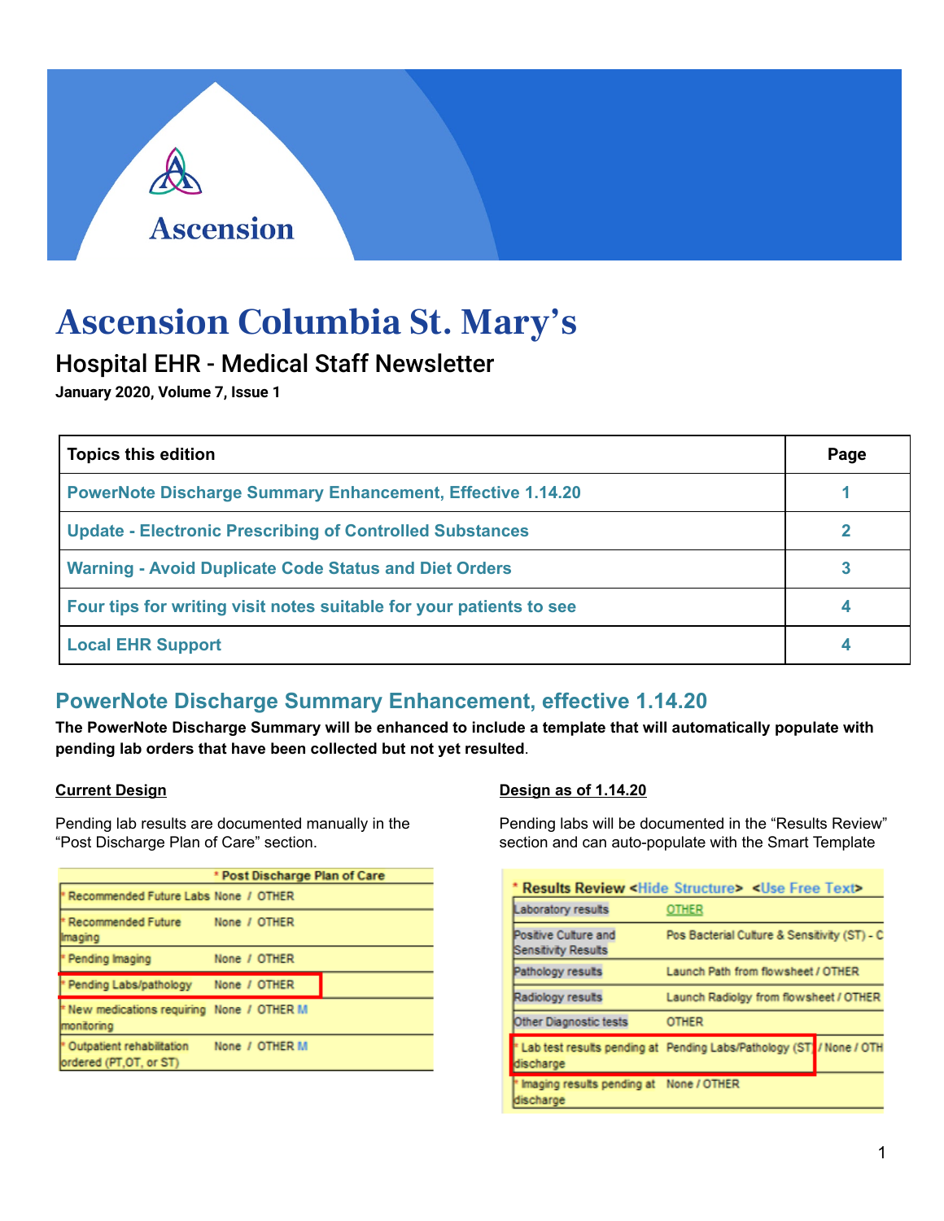Ascension

# Ascension Columbia St. Mary's

## Hospital EHR - Medical Staff Newsletter

**January 2020, Volume 7, Issue 1**

| Topics this edition | Page |
|---|---|
| PowerNote Discharge Summary Enhancement, Effective 1.14.20 | 1 |
| Update - Electronic Prescribing of Controlled Substances | 2 |
| Warning - Avoid Duplicate Code Status and Diet Orders | 3 |
| Four tips for writing visit notes suitable for your patients to see | 4 |
| Local EHR Support | 4 |

## PowerNote Discharge Summary Enhancement, effective 1.14.20

**The PowerNote Discharge Summary will be enhanced to include a template that will automatically populate with pending lab orders that have been collected but not yet resulted.**

**Current Design**

Pending lab results are documented manually in the "Post Discharge Plan of Care" section.

| * Post Discharge Plan of Care | |
|---|---|
| * Recommended Future Labs | None / OTHER |
| * Recommended Future Imaging | None / OTHER |
| * Pending Imaging | None / OTHER |
| * Pending Labs/pathology | None / OTHER |
| * New medications requiring monitoring | None / OTHER M |
| * Outpatient rehabilitation ordered (PT,OT, or ST) | None / OTHER M |

**Design as of 1.14.20**

Pending labs will be documented in the "Results Review" section and can auto-populate with the Smart Template

| * Results Review <Hide Structure> <Use Free Text> | |
|---|---|
| Laboratory results | OTHER |
| Positive Culture and Sensitivity Results | Pos Bacterial Culture & Sensitivity (ST) - C |
| Pathology results | Launch Path from flowsheet / OTHER |
| Radiology results | Launch Radiolgy from flowsheet / OTHER |
| Other Diagnostic tests | OTHER |
| * Lab test results pending at discharge | Pending Labs/Pathology (ST) / None / OTH |
| * Imaging results pending at discharge | None / OTHER |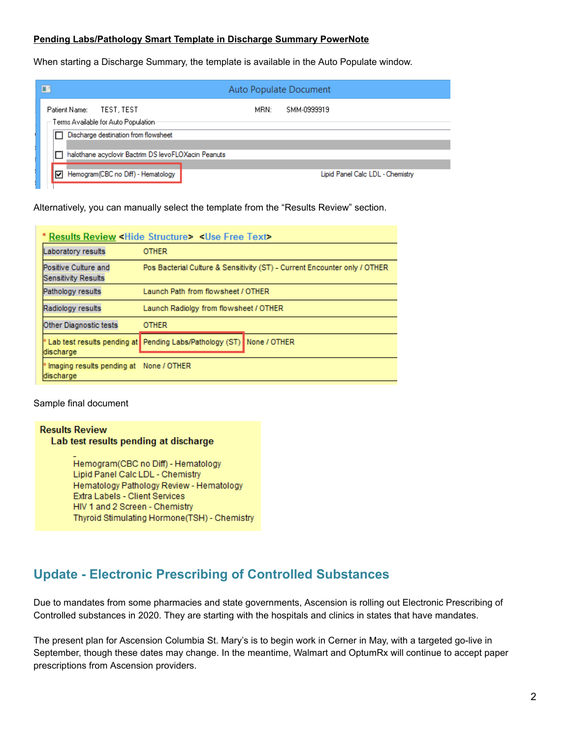**Pending Labs/Pathology Smart Template in Discharge Summary PowerNote**

When starting a Discharge Summary, the template is available in the Auto Populate window.

Auto Populate Document

Patient Name: TEST, TEST MRN: SMM-0999919

Terms Available for Auto Population

- [ ] Discharge destination from flowsheet
- [ ] halothane acyclovir Bactrim DS levoFLOXacin Peanuts
- [x] Hemogram(CBC no Diff) - Hematology Lipid Panel Calc LDL - Chemistry

Alternatively, you can manually select the template from the "Results Review" section.

* Results Review <Hide Structure> <Use Free Text>

| | |
|---|---|
| Laboratory results | OTHER |
| Positive Culture and Sensitivity Results | Pos Bacterial Culture & Sensitivity (ST) - Current Encounter only / OTHER |
| Pathology results | Launch Path from flowsheet / OTHER |
| Radiology results | Launch Radiolgy from flowsheet / OTHER |
| Other Diagnostic tests | OTHER |
| * Lab test results pending at discharge | Pending Labs/Pathology (ST) None / OTHER |
| * Imaging results pending at discharge | None / OTHER |

Sample final document

**Results Review**

**Lab test results pending at discharge**

-

Hemogram(CBC no Diff) - Hematology
Lipid Panel Calc LDL - Chemistry
Hematology Pathology Review - Hematology
Extra Labels - Client Services
HIV 1 and 2 Screen - Chemistry
Thyroid Stimulating Hormone(TSH) - Chemistry

## Update - Electronic Prescribing of Controlled Substances

Due to mandates from some pharmacies and state governments, Ascension is rolling out Electronic Prescribing of Controlled substances in 2020. They are starting with the hospitals and clinics in states that have mandates.

The present plan for Ascension Columbia St. Mary's is to begin work in Cerner in May, with a targeted go-live in September, though these dates may change. In the meantime, Walmart and OptumRx will continue to accept paper prescriptions from Ascension providers.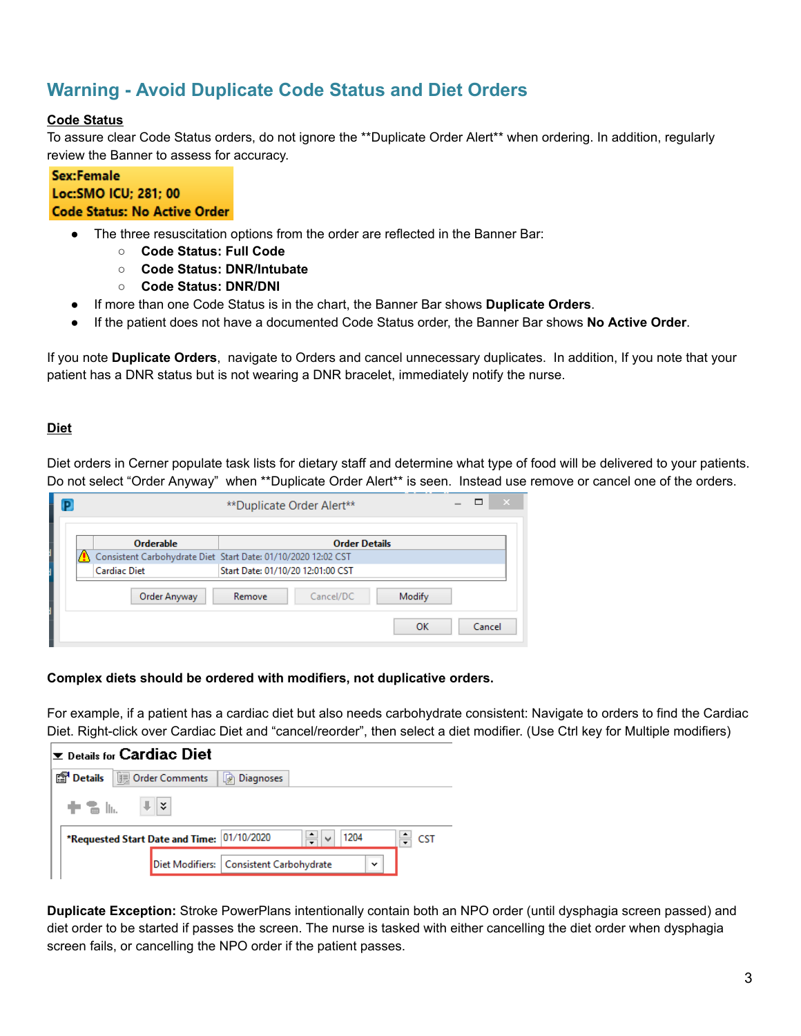## Warning - Avoid Duplicate Code Status and Diet Orders

**Code Status**

To assure clear Code Status orders, do not ignore the **Duplicate Order Alert** when ordering. In addition, regularly review the Banner to assess for accuracy.

**Sex:Female**
**Loc:SMO ICU; 281; 00**
**Code Status: No Active Order**

- The three resuscitation options from the order are reflected in the Banner Bar:
  - **Code Status: Full Code**
  - **Code Status: DNR/Intubate**
  - **Code Status: DNR/DNI**
- If more than one Code Status is in the chart, the Banner Bar shows **Duplicate Orders**.
- If the patient does not have a documented Code Status order, the Banner Bar shows **No Active Order**.

If you note **Duplicate Orders**, navigate to Orders and cancel unnecessary duplicates. In addition, If you note that your patient has a DNR status but is not wearing a DNR bracelet, immediately notify the nurse.

**Diet**

Diet orders in Cerner populate task lists for dietary staff and determine what type of food will be delivered to your patients. Do not select "Order Anyway" when **Duplicate Order Alert** is seen. Instead use remove or cancel one of the orders.

**Duplicate Order Alert**

| Orderable | Order Details |
|---|---|
| Consistent Carbohydrate Diet | Start Date: 01/10/2020 12:02 CST |
| Cardiac Diet | Start Date: 01/10/20 12:01:00 CST |

Order Anyway | Remove | Cancel/DC | Modify

OK | Cancel

**Complex diets should be ordered with modifiers, not duplicative orders.**

For example, if a patient has a cardiac diet but also needs carbohydrate consistent: Navigate to orders to find the Cardiac Diet. Right-click over Cardiac Diet and "cancel/reorder", then select a diet modifier. (Use Ctrl key for Multiple modifiers)

Details for **Cardiac Diet**

Details | Order Comments | Diagnoses

*Requested Start Date and Time: 01/10/2020 1204 CST

Diet Modifiers: Consistent Carbohydrate

**Duplicate Exception:** Stroke PowerPlans intentionally contain both an NPO order (until dysphagia screen passed) and diet order to be started if passes the screen. The nurse is tasked with either cancelling the diet order when dysphagia screen fails, or cancelling the NPO order if the patient passes.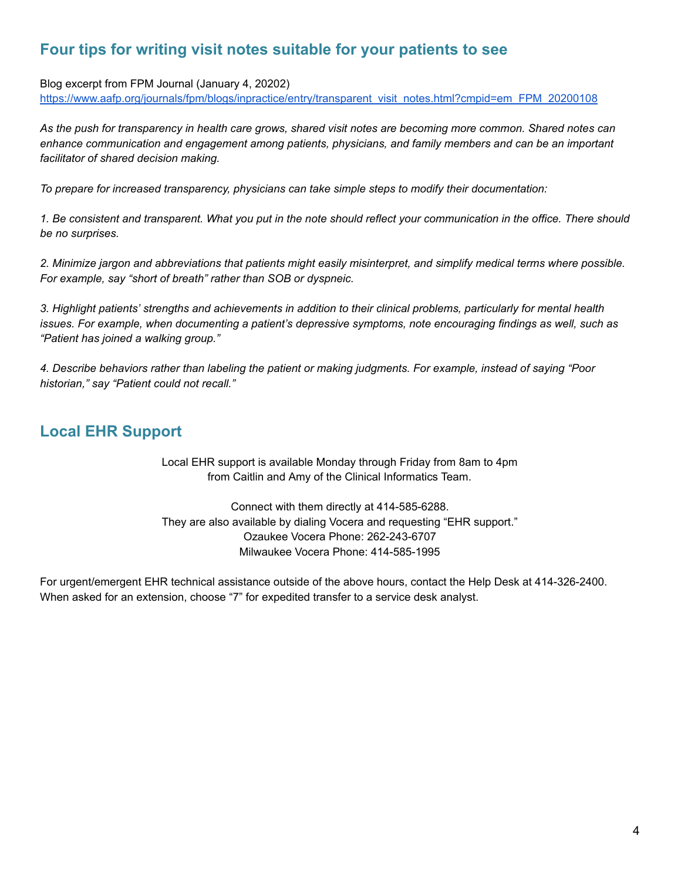## Four tips for writing visit notes suitable for your patients to see

Blog excerpt from FPM Journal (January 4, 20202)
[https://www.aafp.org/journals/fpm/blogs/inpractice/entry/transparent_visit_notes.html?cmpid=em_FPM_20200108](https://www.aafp.org/journals/fpm/blogs/inpractice/entry/transparent_visit_notes.html?cmpid=em_FPM_20200108)

*As the push for transparency in health care grows, shared visit notes are becoming more common. Shared notes can enhance communication and engagement among patients, physicians, and family members and can be an important facilitator of shared decision making.*

*To prepare for increased transparency, physicians can take simple steps to modify their documentation:*

*1. Be consistent and transparent. What you put in the note should reflect your communication in the office. There should be no surprises.*

*2. Minimize jargon and abbreviations that patients might easily misinterpret, and simplify medical terms where possible. For example, say "short of breath" rather than SOB or dyspneic.*

*3. Highlight patients' strengths and achievements in addition to their clinical problems, particularly for mental health issues. For example, when documenting a patient's depressive symptoms, note encouraging findings as well, such as "Patient has joined a walking group."*

*4. Describe behaviors rather than labeling the patient or making judgments. For example, instead of saying "Poor historian," say "Patient could not recall."*

## Local EHR Support

Local EHR support is available Monday through Friday from 8am to 4pm
from Caitlin and Amy of the Clinical Informatics Team.

Connect with them directly at 414-585-6288.
They are also available by dialing Vocera and requesting "EHR support."
Ozaukee Vocera Phone: 262-243-6707
Milwaukee Vocera Phone: 414-585-1995

For urgent/emergent EHR technical assistance outside of the above hours, contact the Help Desk at 414-326-2400. When asked for an extension, choose "7" for expedited transfer to a service desk analyst.